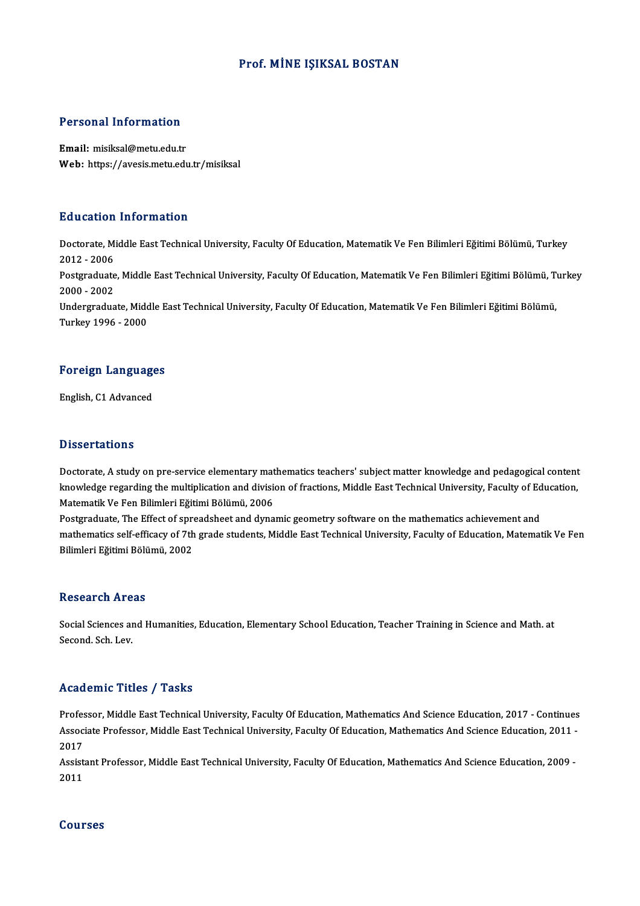# Prof. MİNE IŞIKSAL BOSTAN

## Personal Information

**Email:** misiksal@metu.edu.tr
**Web:** https://avesis.metu.edu.tr/misiksal

## Education Information

Doctorate, Middle East Technical University, Faculty Of Education, Matematik Ve Fen Bilimleri Eğitimi Bölümü, Turkey 2012 - 2006
Postgraduate, Middle East Technical University, Faculty Of Education, Matematik Ve Fen Bilimleri Eğitimi Bölümü, Turkey 2000 - 2002
Undergraduate, Middle East Technical University, Faculty Of Education, Matematik Ve Fen Bilimleri Eğitimi Bölümü, Turkey 1996 - 2000

## Foreign Languages

English, C1 Advanced

## Dissertations

Doctorate, A study on pre-service elementary mathematics teachers' subject matter knowledge and pedagogical content knowledge regarding the multiplication and division of fractions, Middle East Technical University, Faculty of Education, Matematik Ve Fen Bilimleri Eğitimi Bölümü, 2006
Postgraduate, The Effect of spreadsheet and dynamic geometry software on the mathematics achievement and mathematics self-efficacy of 7th grade students, Middle East Technical University, Faculty of Education, Matematik Ve Fen Bilimleri Eğitimi Bölümü, 2002

## Research Areas

Social Sciences and Humanities, Education, Elementary School Education, Teacher Training in Science and Math. at Second. Sch. Lev.

## Academic Titles / Tasks

Professor, Middle East Technical University, Faculty Of Education, Mathematics And Science Education, 2017 - Continues
Associate Professor, Middle East Technical University, Faculty Of Education, Mathematics And Science Education, 2011 - 2017
Assistant Professor, Middle East Technical University, Faculty Of Education, Mathematics And Science Education, 2009 - 2011

## Courses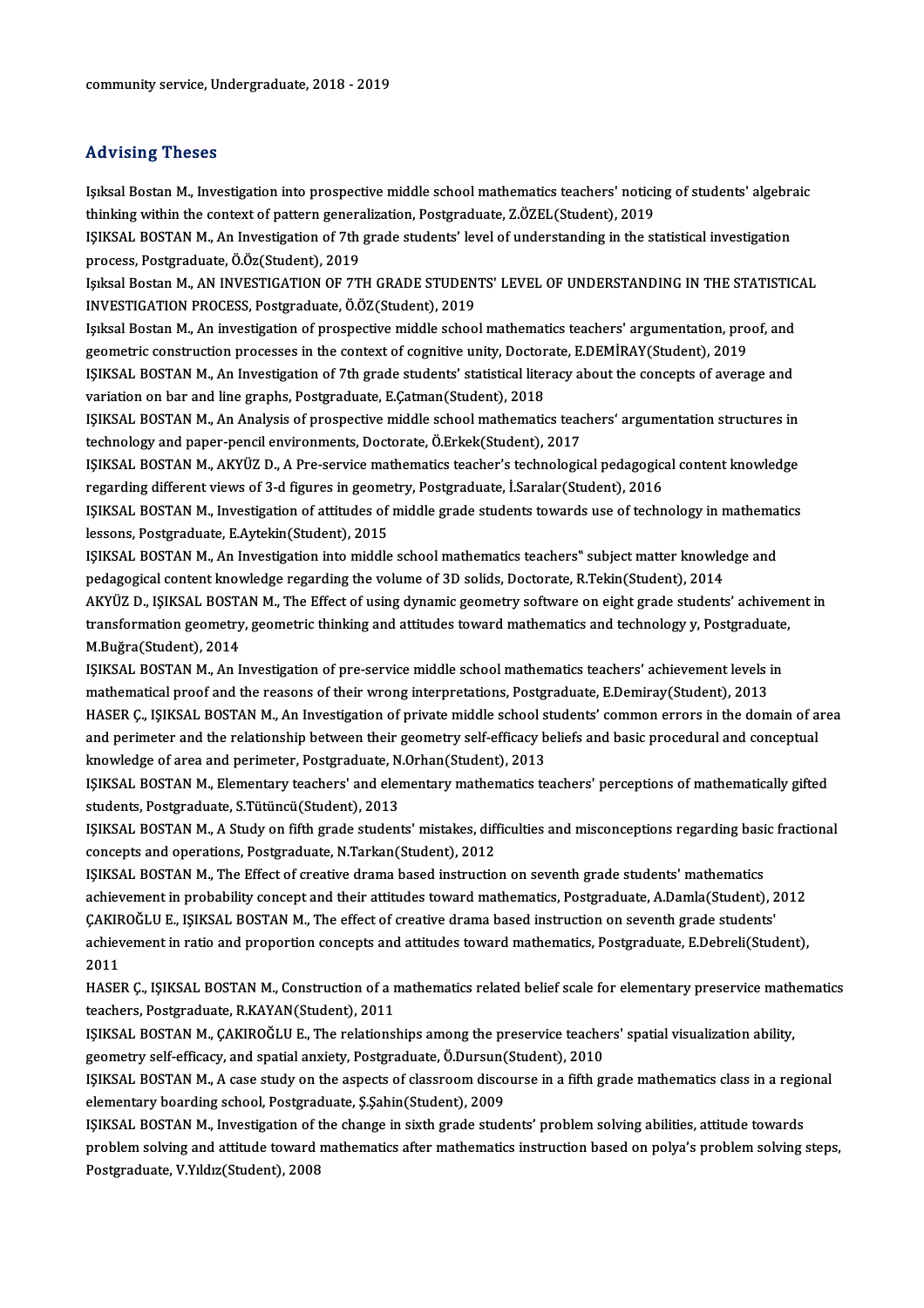community service, Undergraduate, 2018 - 2019

## Advising Theses

Işıksal Bostan M., Investigation into prospective middle school mathematics teachers' noticing of students' algebraic thinking within the context of pattern generalization, Postgraduate, Z.ÖZEL(Student), 2019

IŞIKSAL BOSTAN M., An Investigation of 7th grade students' level of understanding in the statistical investigation process, Postgraduate, Ö.Öz(Student), 2019

Işıksal Bostan M., AN INVESTIGATION OF 7TH GRADE STUDENTS' LEVEL OF UNDERSTANDING IN THE STATISTICAL INVESTIGATION PROCESS, Postgraduate, Ö.ÖZ(Student), 2019

Işıksal Bostan M., An investigation of prospective middle school mathematics teachers' argumentation, proof, and geometric construction processes in the context of cognitive unity, Doctorate, E.DEMİRAY(Student), 2019

IŞIKSAL BOSTAN M., An Investigation of 7th grade students' statistical literacy about the concepts of average and variation on bar and line graphs, Postgraduate, E.Çatman(Student), 2018

IŞIKSAL BOSTAN M., An Analysis of prospective middle school mathematics teachers' argumentation structures in technology and paper-pencil environments, Doctorate, Ö.Erkek(Student), 2017

IŞIKSAL BOSTAN M., AKYÜZ D., A Pre-service mathematics teacher's technological pedagogical content knowledge regarding different views of 3-d figures in geometry, Postgraduate, İ.Saralar(Student), 2016

IŞIKSAL BOSTAN M., Investigation of attitudes of middle grade students towards use of technology in mathematics lessons, Postgraduate, E.Aytekin(Student), 2015

IŞIKSAL BOSTAN M., An Investigation into middle school mathematics teachers" subject matter knowledge and pedagogical content knowledge regarding the volume of 3D solids, Doctorate, R.Tekin(Student), 2014

AKYÜZ D., IŞIKSAL BOSTAN M., The Effect of using dynamic geometry software on eight grade students' achivement in transformation geometry, geometric thinking and attitudes toward mathematics and technology y, Postgraduate, M.Buğra(Student), 2014

IŞIKSAL BOSTAN M., An Investigation of pre-service middle school mathematics teachers' achievement levels in mathematical proof and the reasons of their wrong interpretations, Postgraduate, E.Demiray(Student), 2013

HASER Ç., IŞIKSAL BOSTAN M., An Investigation of private middle school students' common errors in the domain of area and perimeter and the relationship between their geometry self-efficacy beliefs and basic procedural and conceptual knowledge of area and perimeter, Postgraduate, N.Orhan(Student), 2013

IŞIKSAL BOSTAN M., Elementary teachers' and elementary mathematics teachers' perceptions of mathematically gifted students, Postgraduate, S.Tütüncü(Student), 2013

IŞIKSAL BOSTAN M., A Study on fifth grade students' mistakes, difficulties and misconceptions regarding basic fractional concepts and operations, Postgraduate, N.Tarkan(Student), 2012

IŞIKSAL BOSTAN M., The Effect of creative drama based instruction on seventh grade students' mathematics achievement in probability concept and their attitudes toward mathematics, Postgraduate, A.Damla(Student), 2012

ÇAKIROĞLU E., IŞIKSAL BOSTAN M., The effect of creative drama based instruction on seventh grade students' achievement in ratio and proportion concepts and attitudes toward mathematics, Postgraduate, E.Debreli(Student), 2011

HASER Ç., IŞIKSAL BOSTAN M., Construction of a mathematics related belief scale for elementary preservice mathematics teachers, Postgraduate, R.KAYAN(Student), 2011

IŞIKSAL BOSTAN M., ÇAKIROĞLU E., The relationships among the preservice teachers' spatial visualization ability, geometry self-efficacy, and spatial anxiety, Postgraduate, Ö.Dursun(Student), 2010

IŞIKSAL BOSTAN M., A case study on the aspects of classroom discourse in a fifth grade mathematics class in a regional elementary boarding school, Postgraduate, Ş.Şahin(Student), 2009

IŞIKSAL BOSTAN M., Investigation of the change in sixth grade students' problem solving abilities, attitude towards problem solving and attitude toward mathematics after mathematics instruction based on polya's problem solving steps, Postgraduate, V.Yıldız(Student), 2008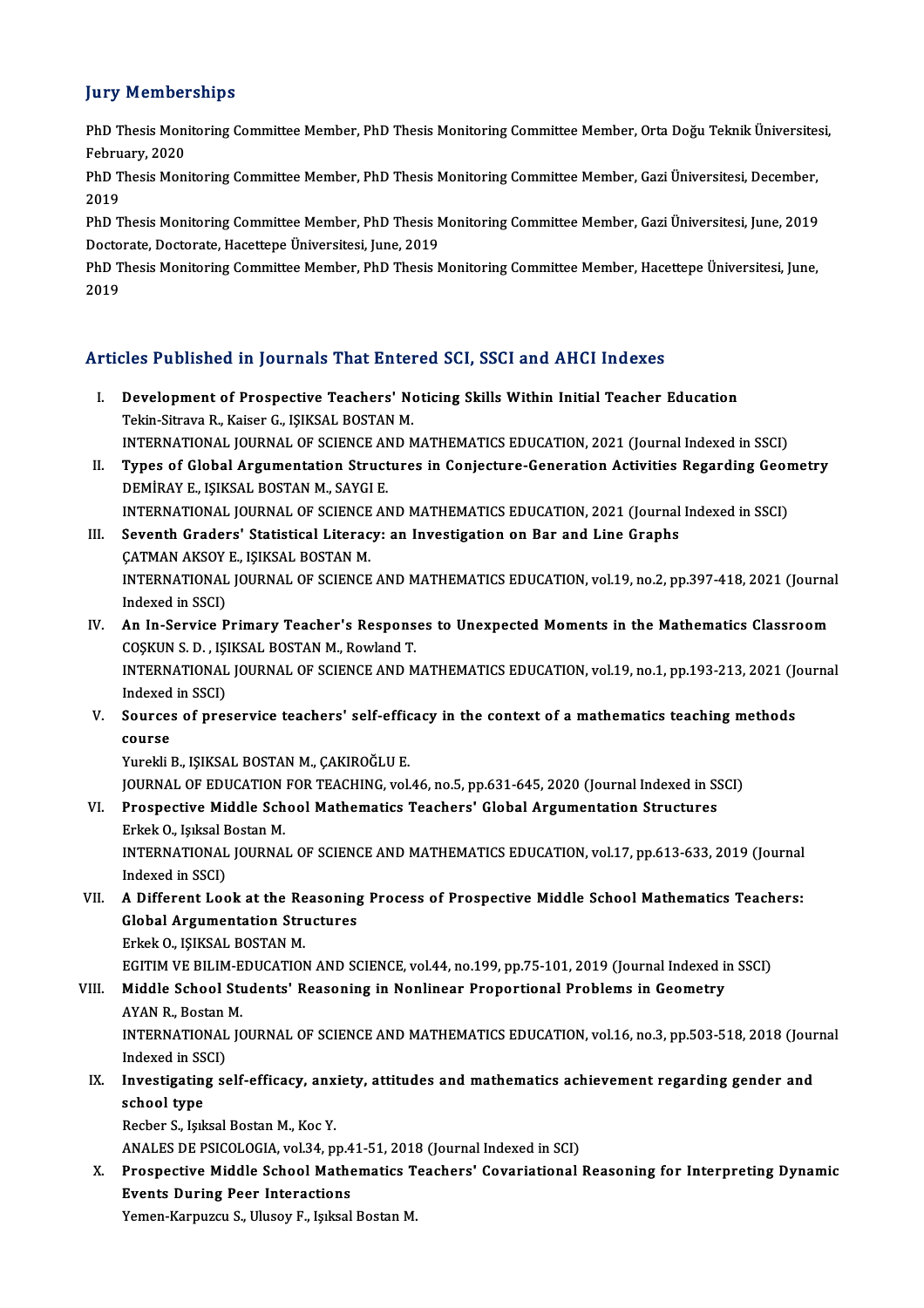## Jury Memberships

PhD Thesis Monitoring Committee Member, PhD Thesis Monitoring Committee Member, Orta Doğu Teknik Üniversitesi, February, 2020

PhD Thesis Monitoring Committee Member, PhD Thesis Monitoring Committee Member, Gazi Üniversitesi, December, 2019

PhD Thesis Monitoring Committee Member, PhD Thesis Monitoring Committee Member, Gazi Üniversitesi, June, 2019

Doctorate, Doctorate, Hacettepe Üniversitesi, June, 2019

PhD Thesis Monitoring Committee Member, PhD Thesis Monitoring Committee Member, Hacettepe Üniversitesi, June, 2019

## Articles Published in Journals That Entered SCI, SSCI and AHCI Indexes

I. **Development of Prospective Teachers' Noticing Skills Within Initial Teacher Education**
   Tekin-Sitrava R., Kaiser G., IŞIKSAL BOSTAN M.
   INTERNATIONAL JOURNAL OF SCIENCE AND MATHEMATICS EDUCATION, 2021 (Journal Indexed in SSCI)

II. **Types of Global Argumentation Structures in Conjecture-Generation Activities Regarding Geometry**
   DEMİRAY E., IŞIKSAL BOSTAN M., SAYGI E.
   INTERNATIONAL JOURNAL OF SCIENCE AND MATHEMATICS EDUCATION, 2021 (Journal Indexed in SSCI)

III. **Seventh Graders' Statistical Literacy: an Investigation on Bar and Line Graphs**
   ÇATMAN AKSOY E., IŞIKSAL BOSTAN M.
   INTERNATIONAL JOURNAL OF SCIENCE AND MATHEMATICS EDUCATION, vol.19, no.2, pp.397-418, 2021 (Journal Indexed in SSCI)

IV. **An In-Service Primary Teacher's Responses to Unexpected Moments in the Mathematics Classroom**
   COŞKUN S. D. , IŞIKSAL BOSTAN M., Rowland T.
   INTERNATIONAL JOURNAL OF SCIENCE AND MATHEMATICS EDUCATION, vol.19, no.1, pp.193-213, 2021 (Journal Indexed in SSCI)

V. **Sources of preservice teachers' self-efficacy in the context of a mathematics teaching methods course**
   Yurekli B., IŞIKSAL BOSTAN M., ÇAKIROĞLU E.
   JOURNAL OF EDUCATION FOR TEACHING, vol.46, no.5, pp.631-645, 2020 (Journal Indexed in SSCI)

VI. **Prospective Middle School Mathematics Teachers' Global Argumentation Structures**
   Erkek O., Işıksal Bostan M.
   INTERNATIONAL JOURNAL OF SCIENCE AND MATHEMATICS EDUCATION, vol.17, pp.613-633, 2019 (Journal Indexed in SSCI)

VII. **A Different Look at the Reasoning Process of Prospective Middle School Mathematics Teachers: Global Argumentation Structures**
   Erkek O., IŞIKSAL BOSTAN M.
   EGITIM VE BILIM-EDUCATION AND SCIENCE, vol.44, no.199, pp.75-101, 2019 (Journal Indexed in SSCI)

VIII. **Middle School Students' Reasoning in Nonlinear Proportional Problems in Geometry**
   AYAN R., Bostan M.
   INTERNATIONAL JOURNAL OF SCIENCE AND MATHEMATICS EDUCATION, vol.16, no.3, pp.503-518, 2018 (Journal Indexed in SSCI)

IX. **Investigating self-efficacy, anxiety, attitudes and mathematics achievement regarding gender and school type**
   Recber S., Işıksal Bostan M., Koc Y.
   ANALES DE PSICOLOGIA, vol.34, pp.41-51, 2018 (Journal Indexed in SCI)

X. **Prospective Middle School Mathematics Teachers' Covariational Reasoning for Interpreting Dynamic Events During Peer Interactions**
   Yemen-Karpuzcu S., Ulusoy F., Işıksal Bostan M.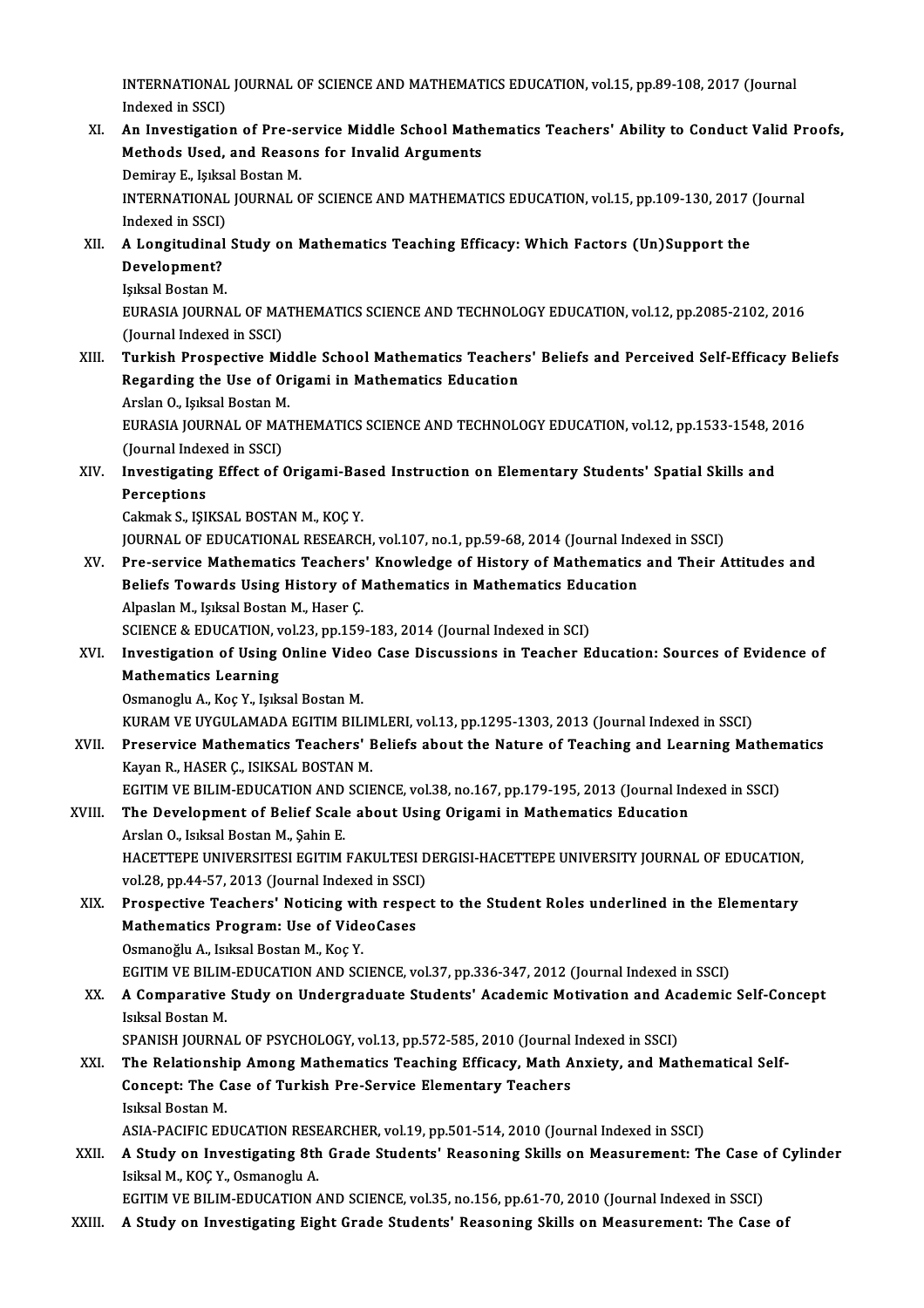INTERNATIONAL JOURNAL OF SCIENCE AND MATHEMATICS EDUCATION, vol.15, pp.89-108, 2017 (Journal Indexed in SSCI)

XI. **An Investigation of Pre-service Middle School Mathematics Teachers' Ability to Conduct Valid Proofs, Methods Used, and Reasons for Invalid Arguments**
Demiray E., Işıksal Bostan M.
INTERNATIONAL JOURNAL OF SCIENCE AND MATHEMATICS EDUCATION, vol.15, pp.109-130, 2017 (Journal Indexed in SSCI)

XII. **A Longitudinal Study on Mathematics Teaching Efficacy: Which Factors (Un)Support the Development?**
Işıksal Bostan M.
EURASIA JOURNAL OF MATHEMATICS SCIENCE AND TECHNOLOGY EDUCATION, vol.12, pp.2085-2102, 2016 (Journal Indexed in SSCI)

XIII. **Turkish Prospective Middle School Mathematics Teachers' Beliefs and Perceived Self-Efficacy Beliefs Regarding the Use of Origami in Mathematics Education**
Arslan O., Işıksal Bostan M.
EURASIA JOURNAL OF MATHEMATICS SCIENCE AND TECHNOLOGY EDUCATION, vol.12, pp.1533-1548, 2016 (Journal Indexed in SSCI)

XIV. **Investigating Effect of Origami-Based Instruction on Elementary Students' Spatial Skills and Perceptions**
Cakmak S., IŞIKSAL BOSTAN M., KOÇ Y.
JOURNAL OF EDUCATIONAL RESEARCH, vol.107, no.1, pp.59-68, 2014 (Journal Indexed in SSCI)

XV. **Pre-service Mathematics Teachers' Knowledge of History of Mathematics and Their Attitudes and Beliefs Towards Using History of Mathematics in Mathematics Education**
Alpaslan M., Işıksal Bostan M., Haser Ç.
SCIENCE & EDUCATION, vol.23, pp.159-183, 2014 (Journal Indexed in SCI)

XVI. **Investigation of Using Online Video Case Discussions in Teacher Education: Sources of Evidence of Mathematics Learning**
Osmanoglu A., Koç Y., Işıksal Bostan M.
KURAM VE UYGULAMADA EGITIM BILIMLERI, vol.13, pp.1295-1303, 2013 (Journal Indexed in SSCI)

XVII. **Preservice Mathematics Teachers' Beliefs about the Nature of Teaching and Learning Mathematics**
Kayan R., HASER Ç., ISIKSAL BOSTAN M.
EGITIM VE BILIM-EDUCATION AND SCIENCE, vol.38, no.167, pp.179-195, 2013 (Journal Indexed in SSCI)

XVIII. **The Development of Belief Scale about Using Origami in Mathematics Education**
Arslan O., Isıksal Bostan M., Şahin E.
HACETTEPE UNIVERSITESI EGITIM FAKULTESI DERGISI-HACETTEPE UNIVERSITY JOURNAL OF EDUCATION, vol.28, pp.44-57, 2013 (Journal Indexed in SSCI)

XIX. **Prospective Teachers' Noticing with respect to the Student Roles underlined in the Elementary Mathematics Program: Use of VideoCases**
Osmanoğlu A., Isıksal Bostan M., Koç Y.
EGITIM VE BILIM-EDUCATION AND SCIENCE, vol.37, pp.336-347, 2012 (Journal Indexed in SSCI)

XX. **A Comparative Study on Undergraduate Students' Academic Motivation and Academic Self-Concept**
Isıksal Bostan M.
SPANISH JOURNAL OF PSYCHOLOGY, vol.13, pp.572-585, 2010 (Journal Indexed in SSCI)

XXI. **The Relationship Among Mathematics Teaching Efficacy, Math Anxiety, and Mathematical Self-Concept: The Case of Turkish Pre-Service Elementary Teachers**
Isıksal Bostan M.
ASIA-PACIFIC EDUCATION RESEARCHER, vol.19, pp.501-514, 2010 (Journal Indexed in SSCI)

XXII. **A Study on Investigating 8th Grade Students' Reasoning Skills on Measurement: The Case of Cylinder**
Isiksal M., KOÇ Y., Osmanoglu A.
EGITIM VE BILIM-EDUCATION AND SCIENCE, vol.35, no.156, pp.61-70, 2010 (Journal Indexed in SSCI)

XXIII. **A Study on Investigating Eight Grade Students' Reasoning Skills on Measurement: The Case of**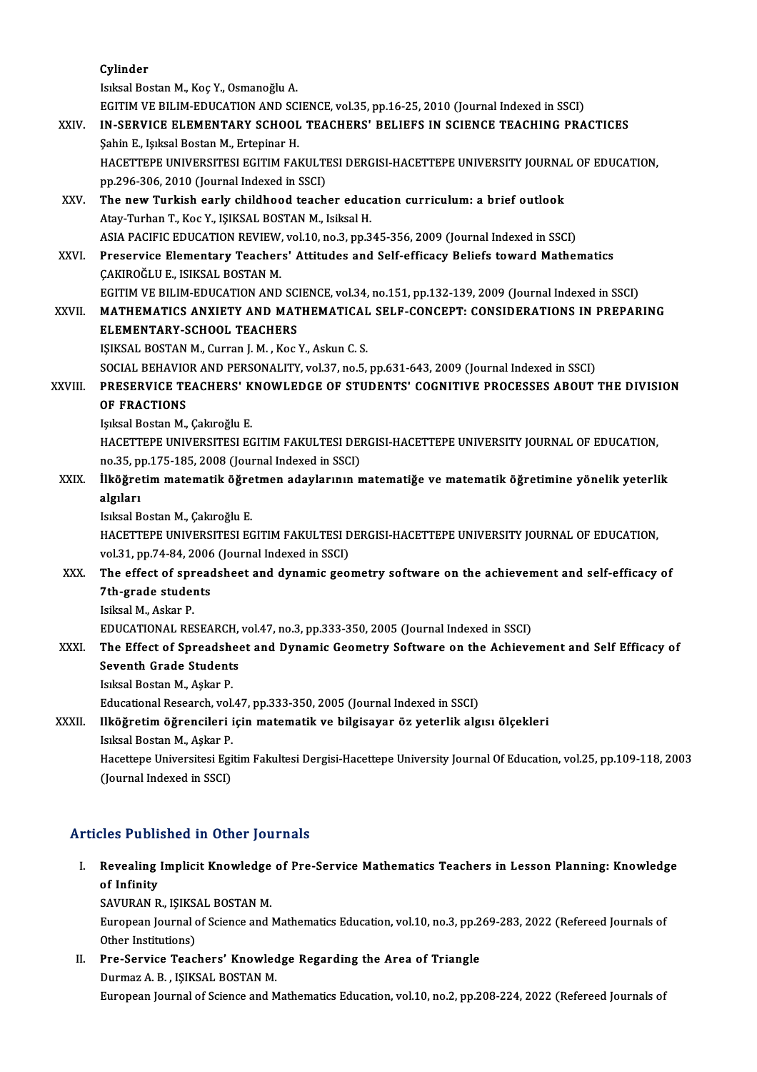Cylinder
Isıksal Bostan M., Koç Y., Osmanoğlu A.
EGITIM VE BILIM-EDUCATION AND SCIENCE, vol.35, pp.16-25, 2010 (Journal Indexed in SSCI)

XXIV. **IN-SERVICE ELEMENTARY SCHOOL TEACHERS' BELIEFS IN SCIENCE TEACHING PRACTICES**
Şahin E., Işıksal Bostan M., Ertepinar H.
HACETTEPE UNIVERSITESI EGITIM FAKULTESI DERGISI-HACETTEPE UNIVERSITY JOURNAL OF EDUCATION, pp.296-306, 2010 (Journal Indexed in SSCI)

XXV. **The new Turkish early childhood teacher education curriculum: a brief outlook**
Atay-Turhan T., Koc Y., IŞIKSAL BOSTAN M., Isiksal H.
ASIA PACIFIC EDUCATION REVIEW, vol.10, no.3, pp.345-356, 2009 (Journal Indexed in SSCI)

XXVI. **Preservice Elementary Teachers' Attitudes and Self-efficacy Beliefs toward Mathematics**
ÇAKIROĞLU E., ISIKSAL BOSTAN M.
EGITIM VE BILIM-EDUCATION AND SCIENCE, vol.34, no.151, pp.132-139, 2009 (Journal Indexed in SSCI)

XXVII. **MATHEMATICS ANXIETY AND MATHEMATICAL SELF-CONCEPT: CONSIDERATIONS IN PREPARING ELEMENTARY-SCHOOL TEACHERS**
IŞIKSAL BOSTAN M., Curran J. M. , Koc Y., Askun C. S.
SOCIAL BEHAVIOR AND PERSONALITY, vol.37, no.5, pp.631-643, 2009 (Journal Indexed in SSCI)

XXVIII. **PRESERVICE TEACHERS' KNOWLEDGE OF STUDENTS' COGNITIVE PROCESSES ABOUT THE DIVISION OF FRACTIONS**
Işıksal Bostan M., Çakıroğlu E.
HACETTEPE UNIVERSITESI EGITIM FAKULTESI DERGISI-HACETTEPE UNIVERSITY JOURNAL OF EDUCATION, no.35, pp.175-185, 2008 (Journal Indexed in SSCI)

XXIX. **İlköğretim matematik öğretmen adaylarının matematiğe ve matematik öğretimine yönelik yeterlik algıları**
Isıksal Bostan M., Çakıroğlu E.
HACETTEPE UNIVERSITESI EGITIM FAKULTESI DERGISI-HACETTEPE UNIVERSITY JOURNAL OF EDUCATION, vol.31, pp.74-84, 2006 (Journal Indexed in SSCI)

XXX. **The effect of spreadsheet and dynamic geometry software on the achievement and self-efficacy of 7th-grade students**
Isiksal M., Askar P.
EDUCATIONAL RESEARCH, vol.47, no.3, pp.333-350, 2005 (Journal Indexed in SSCI)

XXXI. **The Effect of Spreadsheet and Dynamic Geometry Software on the Achievement and Self Efficacy of Seventh Grade Students**
Isıksal Bostan M., Aşkar P.
Educational Research, vol.47, pp.333-350, 2005 (Journal Indexed in SSCI)

XXXII. **Ilköğretim öğrencileri için matematik ve bilgisayar öz yeterlik algısı ölçekleri**
Isıksal Bostan M., Aşkar P.
Hacettepe Universitesi Egitim Fakultesi Dergisi-Hacettepe University Journal Of Education, vol.25, pp.109-118, 2003 (Journal Indexed in SSCI)

## Articles Published in Other Journals

I. **Revealing Implicit Knowledge of Pre-Service Mathematics Teachers in Lesson Planning: Knowledge of Infinity**
SAVURAN R., IŞIKSAL BOSTAN M.
European Journal of Science and Mathematics Education, vol.10, no.3, pp.269-283, 2022 (Refereed Journals of Other Institutions)

II. **Pre-Service Teachers' Knowledge Regarding the Area of Triangle**
Durmaz A. B. , IŞIKSAL BOSTAN M.
European Journal of Science and Mathematics Education, vol.10, no.2, pp.208-224, 2022 (Refereed Journals of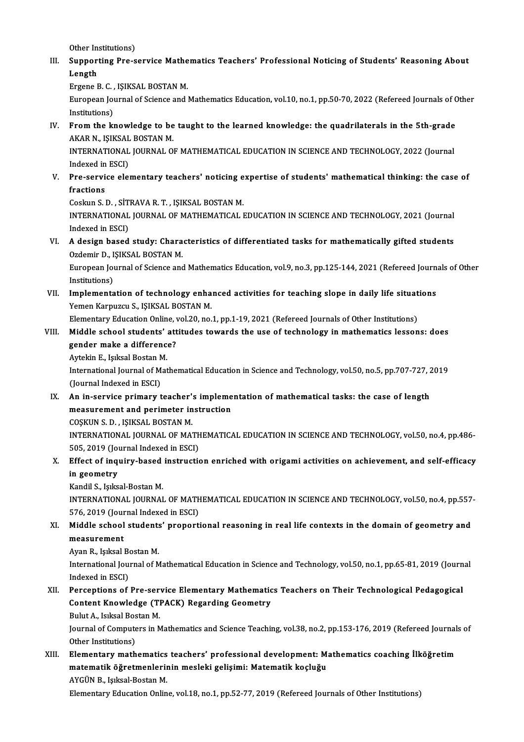Other Institutions)

III. **Supporting Pre-service Mathematics Teachers' Professional Noticing of Students' Reasoning About Length**
Ergene B. C. , IŞIKSAL BOSTAN M.
European Journal of Science and Mathematics Education, vol.10, no.1, pp.50-70, 2022 (Refereed Journals of Other Institutions)

IV. **From the knowledge to be taught to the learned knowledge: the quadrilaterals in the 5th-grade**
AKAR N., IŞIKSAL BOSTAN M.
INTERNATIONAL JOURNAL OF MATHEMATICAL EDUCATION IN SCIENCE AND TECHNOLOGY, 2022 (Journal Indexed in ESCI)

V. **Pre-service elementary teachers' noticing expertise of students' mathematical thinking: the case of fractions**
Coskun S. D. , SİTRAVA R. T. , IŞIKSAL BOSTAN M.
INTERNATIONAL JOURNAL OF MATHEMATICAL EDUCATION IN SCIENCE AND TECHNOLOGY, 2021 (Journal Indexed in ESCI)

VI. **A design based study: Characteristics of differentiated tasks for mathematically gifted students**
Ozdemir D., IŞIKSAL BOSTAN M.
European Journal of Science and Mathematics Education, vol.9, no.3, pp.125-144, 2021 (Refereed Journals of Other Institutions)

VII. **Implementation of technology enhanced activities for teaching slope in daily life situations**
Yemen Karpuzcu S., IŞIKSAL BOSTAN M.
Elementary Education Online, vol.20, no.1, pp.1-19, 2021 (Refereed Journals of Other Institutions)

VIII. **Middle school students' attitudes towards the use of technology in mathematics lessons: does gender make a difference?**
Aytekin E., Işıksal Bostan M.
International Journal of Mathematical Education in Science and Technology, vol.50, no.5, pp.707-727, 2019 (Journal Indexed in ESCI)

IX. **An in-service primary teacher's implementation of mathematical tasks: the case of length measurement and perimeter instruction**
COŞKUN S. D. , IŞIKSAL BOSTAN M.
INTERNATIONAL JOURNAL OF MATHEMATICAL EDUCATION IN SCIENCE AND TECHNOLOGY, vol.50, no.4, pp.486-505, 2019 (Journal Indexed in ESCI)

X. **Effect of inquiry-based instruction enriched with origami activities on achievement, and self-efficacy in geometry**
Kandil S., Işıksal-Bostan M.
INTERNATIONAL JOURNAL OF MATHEMATICAL EDUCATION IN SCIENCE AND TECHNOLOGY, vol.50, no.4, pp.557-576, 2019 (Journal Indexed in ESCI)

XI. **Middle school students' proportional reasoning in real life contexts in the domain of geometry and measurement**
Ayan R., Işıksal Bostan M.
International Journal of Mathematical Education in Science and Technology, vol.50, no.1, pp.65-81, 2019 (Journal Indexed in ESCI)

XII. **Perceptions of Pre-service Elementary Mathematics Teachers on Their Technological Pedagogical Content Knowledge (TPACK) Regarding Geometry**
Bulut A., Isıksal Bostan M.
Journal of Computers in Mathematics and Science Teaching, vol.38, no.2, pp.153-176, 2019 (Refereed Journals of Other Institutions)

XIII. **Elementary mathematics teachers' professional development: Mathematics coaching İlköğretim matematik öğretmenlerinin mesleki gelişimi: Matematik koçluğu**
AYGÜN B., Işıksal-Bostan M.
Elementary Education Online, vol.18, no.1, pp.52-77, 2019 (Refereed Journals of Other Institutions)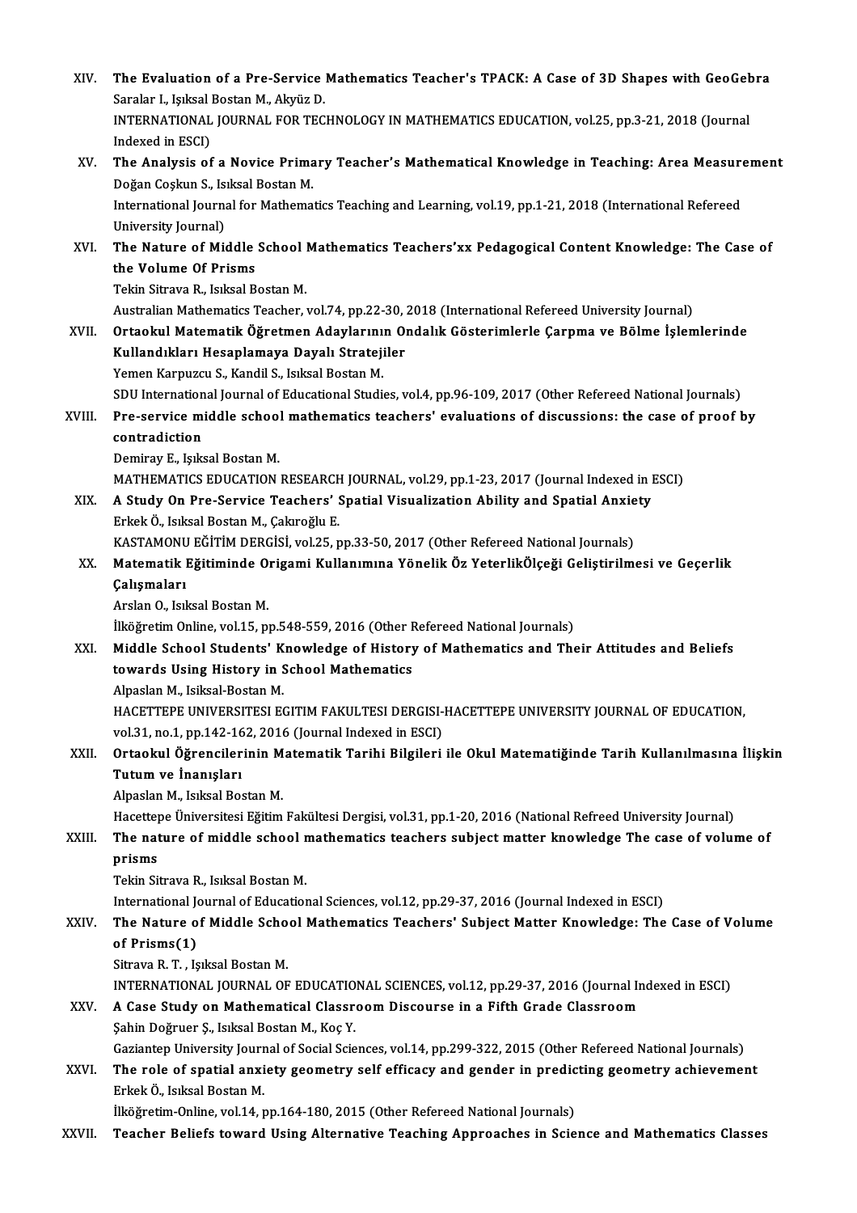XIV. **The Evaluation of a Pre-Service Mathematics Teacher's TPACK: A Case of 3D Shapes with GeoGebra**
Saralar I., Işıksal Bostan M., Akyüz D.
INTERNATIONAL JOURNAL FOR TECHNOLOGY IN MATHEMATICS EDUCATION, vol.25, pp.3-21, 2018 (Journal Indexed in ESCI)

XV. **The Analysis of a Novice Primary Teacher's Mathematical Knowledge in Teaching: Area Measurement**
Doğan Coşkun S., Isıksal Bostan M.
International Journal for Mathematics Teaching and Learning, vol.19, pp.1-21, 2018 (International Refereed University Journal)

XVI. **The Nature of Middle School Mathematics Teachers'xx Pedagogical Content Knowledge: The Case of the Volume Of Prisms**
Tekin Sitrava R., Isıksal Bostan M.
Australian Mathematics Teacher, vol.74, pp.22-30, 2018 (International Refereed University Journal)

XVII. **Ortaokul Matematik Öğretmen Adaylarının Ondalık Gösterimlerle Çarpma ve Bölme İşlemlerinde Kullandıkları Hesaplamaya Dayalı Stratejiler**
Yemen Karpuzcu S., Kandil S., Isıksal Bostan M.
SDU International Journal of Educational Studies, vol.4, pp.96-109, 2017 (Other Refereed National Journals)

XVIII. **Pre-service middle school mathematics teachers' evaluations of discussions: the case of proof by contradiction**
Demiray E., Işıksal Bostan M.
MATHEMATICS EDUCATION RESEARCH JOURNAL, vol.29, pp.1-23, 2017 (Journal Indexed in ESCI)

XIX. **A Study On Pre-Service Teachers' Spatial Visualization Ability and Spatial Anxiety**
Erkek Ö., Isıksal Bostan M., Çakıroğlu E.
KASTAMONU EĞİTİM DERGİSİ, vol.25, pp.33-50, 2017 (Other Refereed National Journals)

XX. **Matematik Eğitiminde Origami Kullanımına Yönelik Öz YeterlikÖlçeği Geliştirilmesi ve Geçerlik Çalışmaları**
Arslan O., Isıksal Bostan M.
İlköğretim Online, vol.15, pp.548-559, 2016 (Other Refereed National Journals)

XXI. **Middle School Students' Knowledge of History of Mathematics and Their Attitudes and Beliefs towards Using History in School Mathematics**
Alpaslan M., Isiksal-Bostan M.
HACETTEPE UNIVERSITESI EGITIM FAKULTESI DERGISI-HACETTEPE UNIVERSITY JOURNAL OF EDUCATION, vol.31, no.1, pp.142-162, 2016 (Journal Indexed in ESCI)

XXII. **Ortaokul Öğrencilerinin Matematik Tarihi Bilgileri ile Okul Matematiğinde Tarih Kullanılmasına İlişkin Tutum ve İnanışları**
Alpaslan M., Isıksal Bostan M.
Hacettepe Üniversitesi Eğitim Fakültesi Dergisi, vol.31, pp.1-20, 2016 (National Refreed University Journal)

XXIII. **The nature of middle school mathematics teachers subject matter knowledge The case of volume of prisms**
Tekin Sitrava R., Isıksal Bostan M.
International Journal of Educational Sciences, vol.12, pp.29-37, 2016 (Journal Indexed in ESCI)

XXIV. **The Nature of Middle School Mathematics Teachers' Subject Matter Knowledge: The Case of Volume of Prisms(1)**
Sitrava R. T. , Işıksal Bostan M.
INTERNATIONAL JOURNAL OF EDUCATIONAL SCIENCES, vol.12, pp.29-37, 2016 (Journal Indexed in ESCI)

XXV. **A Case Study on Mathematical Classroom Discourse in a Fifth Grade Classroom**
Şahin Doğruer Ş., Isıksal Bostan M., Koç Y.
Gaziantep University Journal of Social Sciences, vol.14, pp.299-322, 2015 (Other Refereed National Journals)

XXVI. **The role of spatial anxiety geometry self efficacy and gender in predicting geometry achievement**
Erkek Ö., Isıksal Bostan M.
İlköğretim-Online, vol.14, pp.164-180, 2015 (Other Refereed National Journals)

XXVII. **Teacher Beliefs toward Using Alternative Teaching Approaches in Science and Mathematics Classes**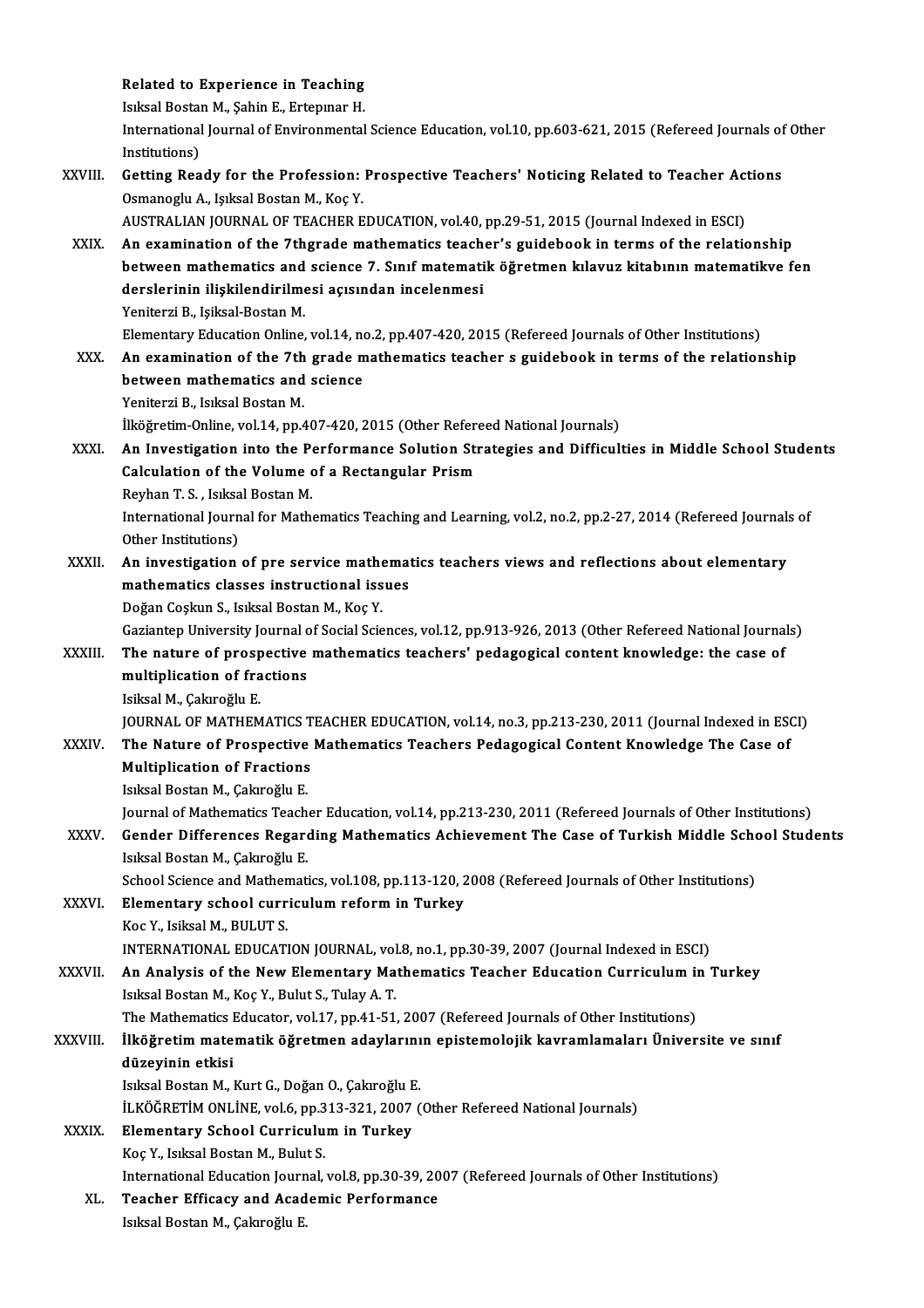**Related to Experience in Teaching**
Isıksal Bostan M., Şahin E., Ertepınar H.
International Journal of Environmental Science Education, vol.10, pp.603-621, 2015 (Refereed Journals of Other Institutions)

XXVIII. **Getting Ready for the Profession: Prospective Teachers' Noticing Related to Teacher Actions**
Osmanoglu A., Işıksal Bostan M., Koç Y.
AUSTRALIAN JOURNAL OF TEACHER EDUCATION, vol.40, pp.29-51, 2015 (Journal Indexed in ESCI)

XXIX. **An examination of the 7thgrade mathematics teacher's guidebook in terms of the relationship between mathematics and science 7. Sınıf matematik öğretmen kılavuz kitabının matematikve fen derslerinin ilişkilendirilmesi açısından incelenmesi**
Yeniterzi B., Işiksal-Bostan M.
Elementary Education Online, vol.14, no.2, pp.407-420, 2015 (Refereed Journals of Other Institutions)

XXX. **An examination of the 7th grade mathematics teacher s guidebook in terms of the relationship between mathematics and science**
Yeniterzi B., Isıksal Bostan M.
İlköğretim-Online, vol.14, pp.407-420, 2015 (Other Refereed National Journals)

XXXI. **An Investigation into the Performance Solution Strategies and Difficulties in Middle School Students Calculation of the Volume of a Rectangular Prism**
Reyhan T. S. , Isıksal Bostan M.
International Journal for Mathematics Teaching and Learning, vol.2, no.2, pp.2-27, 2014 (Refereed Journals of Other Institutions)

XXXII. **An investigation of pre service mathematics teachers views and reflections about elementary mathematics classes instructional issues**
Doğan Coşkun S., Isıksal Bostan M., Koç Y.
Gaziantep University Journal of Social Sciences, vol.12, pp.913-926, 2013 (Other Refereed National Journals)

XXXIII. **The nature of prospective mathematics teachers' pedagogical content knowledge: the case of multiplication of fractions**
Isiksal M., Çakıroğlu E.
JOURNAL OF MATHEMATICS TEACHER EDUCATION, vol.14, no.3, pp.213-230, 2011 (Journal Indexed in ESCI)

XXXIV. **The Nature of Prospective Mathematics Teachers Pedagogical Content Knowledge The Case of Multiplication of Fractions**
Isıksal Bostan M., Çakıroğlu E.
Journal of Mathematics Teacher Education, vol.14, pp.213-230, 2011 (Refereed Journals of Other Institutions)

XXXV. **Gender Differences Regarding Mathematics Achievement The Case of Turkish Middle School Students**
Isıksal Bostan M., Çakıroğlu E.
School Science and Mathematics, vol.108, pp.113-120, 2008 (Refereed Journals of Other Institutions)

XXXVI. **Elementary school curriculum reform in Turkey**
Koc Y., Isiksal M., BULUT S.
INTERNATIONAL EDUCATION JOURNAL, vol.8, no.1, pp.30-39, 2007 (Journal Indexed in ESCI)

XXXVII. **An Analysis of the New Elementary Mathematics Teacher Education Curriculum in Turkey**
Isıksal Bostan M., Koç Y., Bulut S., Tulay A. T.
The Mathematics Educator, vol.17, pp.41-51, 2007 (Refereed Journals of Other Institutions)

XXXVIII. **İlköğretim matematik öğretmen adaylarının epistemolojik kavramlamaları Üniversite ve sınıf düzeyinin etkisi**
Isıksal Bostan M., Kurt G., Doğan O., Çakıroğlu E.
İLKÖĞRETİM ONLİNE, vol.6, pp.313-321, 2007 (Other Refereed National Journals)

XXXIX. **Elementary School Curriculum in Turkey**
Koç Y., Isıksal Bostan M., Bulut S.
International Education Journal, vol.8, pp.30-39, 2007 (Refereed Journals of Other Institutions)

XL. **Teacher Efficacy and Academic Performance**
Isıksal Bostan M., Çakıroğlu E.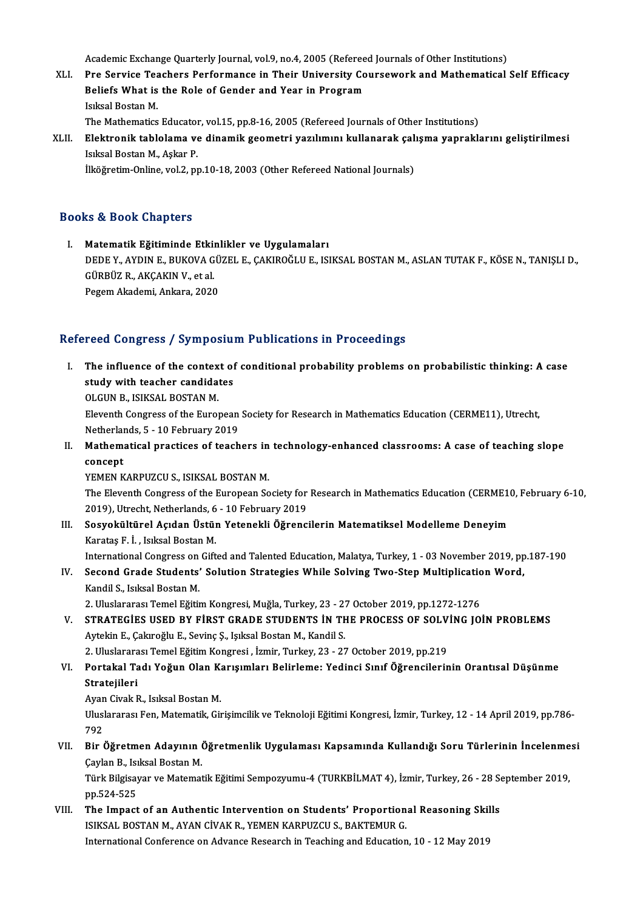Academic Exchange Quarterly Journal, vol.9, no.4, 2005 (Refereed Journals of Other Institutions)

XLI. **Pre Service Teachers Performance in Their University Coursework and Mathematical Self Efficacy Beliefs What is the Role of Gender and Year in Program**
Isıksal Bostan M.
The Mathematics Educator, vol.15, pp.8-16, 2005 (Refereed Journals of Other Institutions)

XLII. **Elektronik tablolama ve dinamik geometri yazılımını kullanarak çalışma yapraklarını geliştirilmesi**
Isıksal Bostan M., Aşkar P.
İlköğretim-Online, vol.2, pp.10-18, 2003 (Other Refereed National Journals)

## Books & Book Chapters

I. **Matematik Eğitiminde Etkinlikler ve Uygulamaları**
DEDE Y., AYDIN E., BUKOVA GÜZEL E., ÇAKIROĞLU E., ISIKSAL BOSTAN M., ASLAN TUTAK F., KÖSE N., TANIŞLI D., GÜRBÜZ R., AKÇAKIN V., et al.
Pegem Akademi, Ankara, 2020

## Refereed Congress / Symposium Publications in Proceedings

I. **The influence of the context of conditional probability problems on probabilistic thinking: A case study with teacher candidates**
OLGUN B., ISIKSAL BOSTAN M.
Eleventh Congress of the European Society for Research in Mathematics Education (CERME11), Utrecht, Netherlands, 5 - 10 February 2019

II. **Mathematical practices of teachers in technology-enhanced classrooms: A case of teaching slope concept**
YEMEN KARPUZCU S., ISIKSAL BOSTAN M.
The Eleventh Congress of the European Society for Research in Mathematics Education (CERME10, February 6-10, 2019), Utrecht, Netherlands, 6 - 10 February 2019

III. **Sosyokültürel Açıdan Üstün Yetenekli Öğrencilerin Matematiksel Modelleme Deneyim**
Karataş F. İ. , Isıksal Bostan M.
International Congress on Gifted and Talented Education, Malatya, Turkey, 1 - 03 November 2019, pp.187-190

IV. **Second Grade Students' Solution Strategies While Solving Two-Step Multiplication Word,**
Kandil S., Isıksal Bostan M.
2. Uluslararası Temel Eğitim Kongresi, Muğla, Turkey, 23 - 27 October 2019, pp.1272-1276

V. **STRATEGİES USED BY FİRST GRADE STUDENTS İN THE PROCESS OF SOLVİNG JOİN PROBLEMS**
Aytekin E., Çakıroğlu E., Sevinç Ş., Işıksal Bostan M., Kandil S.
2. Uluslararası Temel Eğitim Kongresi , İzmir, Turkey, 23 - 27 October 2019, pp.219

VI. **Portakal Tadı Yoğun Olan Karışımları Belirleme: Yedinci Sınıf Öğrencilerinin Orantısal Düşünme Stratejileri**
Ayan Civak R., Isıksal Bostan M.
Uluslararası Fen, Matematik, Girişimcilik ve Teknoloji Eğitimi Kongresi, İzmir, Turkey, 12 - 14 April 2019, pp.786-792

VII. **Bir Öğretmen Adayının Öğretmenlik Uygulaması Kapsamında Kullandığı Soru Türlerinin İncelenmesi**
Çaylan B., Isıksal Bostan M.
Türk Bilgisayar ve Matematik Eğitimi Sempozyumu-4 (TURKBİLMAT 4), İzmir, Turkey, 26 - 28 September 2019, pp.524-525

VIII. **The Impact of an Authentic Intervention on Students' Proportional Reasoning Skills**
ISIKSAL BOSTAN M., AYAN CİVAK R., YEMEN KARPUZCU S., BAKTEMUR G.
International Conference on Advance Research in Teaching and Education, 10 - 12 May 2019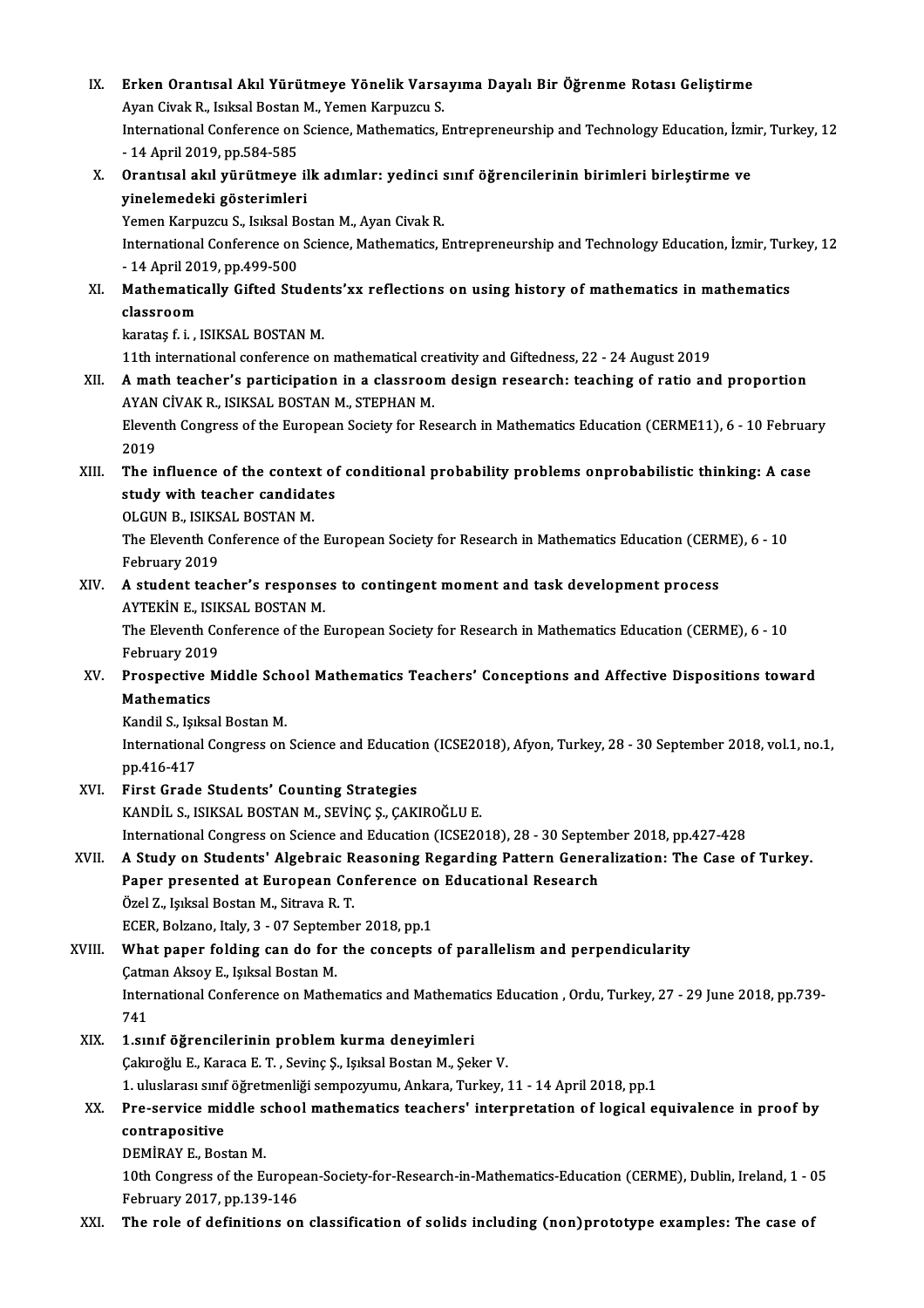IX. **Erken Orantısal Akıl Yürütmeye Yönelik Varsayıma Dayalı Bir Öğrenme Rotası Geliştirme**
Ayan Civak R., Isıksal Bostan M., Yemen Karpuzcu S.
International Conference on Science, Mathematics, Entrepreneurship and Technology Education, İzmir, Turkey, 12 - 14 April 2019, pp.584-585

X. **Orantısal akıl yürütmeye ilk adımlar: yedinci sınıf öğrencilerinin birimleri birleştirme ve yinelemedeki gösterimleri**
Yemen Karpuzcu S., Isıksal Bostan M., Ayan Civak R.
International Conference on Science, Mathematics, Entrepreneurship and Technology Education, İzmir, Turkey, 12 - 14 April 2019, pp.499-500

XI. **Mathematically Gifted Students'xx reflections on using history of mathematics in mathematics classroom**
karataş f. i. , ISIKSAL BOSTAN M.
11th international conference on mathematical creativity and Giftedness, 22 - 24 August 2019

XII. **A math teacher's participation in a classroom design research: teaching of ratio and proportion**
AYAN CİVAK R., ISIKSAL BOSTAN M., STEPHAN M.
Eleventh Congress of the European Society for Research in Mathematics Education (CERME11), 6 - 10 February 2019

XIII. **The influence of the context of conditional probability problems onprobabilistic thinking: A case study with teacher candidates**
OLGUN B., ISIKSAL BOSTAN M.
The Eleventh Conference of the European Society for Research in Mathematics Education (CERME), 6 - 10 February 2019

XIV. **A student teacher's responses to contingent moment and task development process**
AYTEKİN E., ISIKSAL BOSTAN M.
The Eleventh Conference of the European Society for Research in Mathematics Education (CERME), 6 - 10 February 2019

XV. **Prospective Middle School Mathematics Teachers' Conceptions and Affective Dispositions toward Mathematics**
Kandil S., Işıksal Bostan M.
International Congress on Science and Education (ICSE2018), Afyon, Turkey, 28 - 30 September 2018, vol.1, no.1, pp.416-417

XVI. **First Grade Students' Counting Strategies**
KANDİL S., ISIKSAL BOSTAN M., SEVİNÇ Ş., ÇAKIROĞLU E.
International Congress on Science and Education (ICSE2018), 28 - 30 September 2018, pp.427-428

XVII. **A Study on Students' Algebraic Reasoning Regarding Pattern Generalization: The Case of Turkey. Paper presented at European Conference on Educational Research**
Özel Z., Işıksal Bostan M., Sitrava R. T.
ECER, Bolzano, Italy, 3 - 07 September 2018, pp.1

XVIII. **What paper folding can do for the concepts of parallelism and perpendicularity**
Çatman Aksoy E., Işıksal Bostan M.
International Conference on Mathematics and Mathematics Education , Ordu, Turkey, 27 - 29 June 2018, pp.739-741

XIX. **1.sınıf öğrencilerinin problem kurma deneyimleri**
Çakıroğlu E., Karaca E. T. , Sevinç Ş., Işıksal Bostan M., Şeker V.
1. uluslarası sınıf öğretmenliği sempozyumu, Ankara, Turkey, 11 - 14 April 2018, pp.1

XX. **Pre-service middle school mathematics teachers' interpretation of logical equivalence in proof by contrapositive**
DEMİRAY E., Bostan M.
10th Congress of the European-Society-for-Research-in-Mathematics-Education (CERME), Dublin, Ireland, 1 - 05 February 2017, pp.139-146

XXI. **The role of definitions on classification of solids including (non)prototype examples: The case of**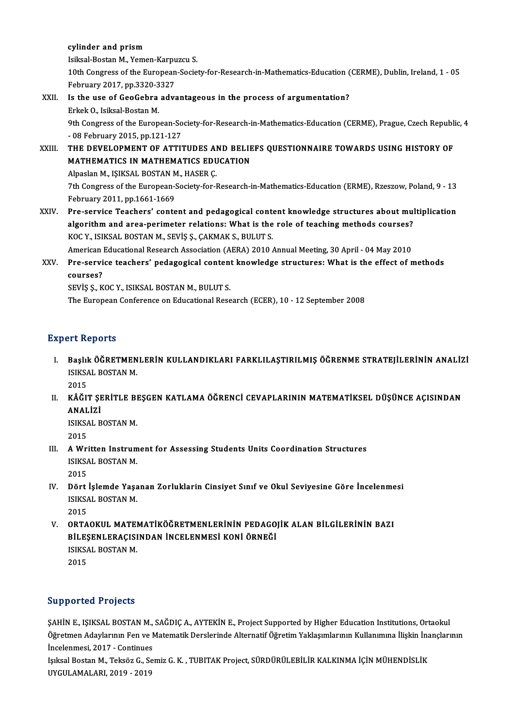cylinder and prism
Isiksal-Bostan M., Yemen-Karpuzcu S.
10th Congress of the European-Society-for-Research-in-Mathematics-Education (CERME), Dublin, Ireland, 1 - 05 February 2017, pp.3320-3327

XXII. **Is the use of GeoGebra advantageous in the process of argumentation?**
Erkek O., Isiksal-Bostan M.
9th Congress of the European-Society-for-Research-in-Mathematics-Education (CERME), Prague, Czech Republic, 4 - 08 February 2015, pp.121-127

XXIII. **THE DEVELOPMENT OF ATTITUDES AND BELIEFS QUESTIONNAIRE TOWARDS USING HISTORY OF MATHEMATICS IN MATHEMATICS EDUCATION**
Alpaslan M., IŞIKSAL BOSTAN M., HASER Ç.
7th Congress of the European-Society-for-Research-in-Mathematics-Education (ERME), Rzeszow, Poland, 9 - 13 February 2011, pp.1661-1669

XXIV. **Pre-service Teachers' content and pedagogical content knowledge structures about multiplication algorithm and area-perimeter relations: What is the role of teaching methods courses?**
KOC Y., ISIKSAL BOSTAN M., SEVİŞ Ş., ÇAKMAK S., BULUT S.
American Educational Research Association (AERA) 2010 Annual Meeting, 30 April - 04 May 2010

XXV. **Pre-service teachers' pedagogical content knowledge structures: What is the effect of methods courses?**
SEVİŞ Ş., KOC Y., ISIKSAL BOSTAN M., BULUT S.
The European Conference on Educational Research (ECER), 10 - 12 September 2008

## Expert Reports

I. **Başlık ÖĞRETMENLERİN KULLANDIKLARI FARKLILAŞTIRILMIŞ ÖĞRENME STRATEJİLERİNİN ANALİZİ**
ISIKSAL BOSTAN M.
2015

II. **KÂĞIT ŞERİTLE BEŞGEN KATLAMA ÖĞRENCİ CEVAPLARININ MATEMATİKSEL DÜŞÜNCE AÇISINDAN ANALİZİ**
ISIKSAL BOSTAN M.
2015

III. **A Written Instrument for Assessing Students Units Coordination Structures**
ISIKSAL BOSTAN M.
2015

IV. **Dört İşlemde Yaşanan Zorluklarin Cinsiyet Sınıf ve Okul Seviyesine Göre İncelenmesi**
ISIKSAL BOSTAN M.
2015

V. **ORTAOKUL MATEMATİKÖĞRETMENLERİNİN PEDAGOJİK ALAN BİLGİLERİNİN BAZI BİLEŞENLERAÇISINDAN İNCELENMESİ KONİ ÖRNEĞİ**
ISIKSAL BOSTAN M.
2015

## Supported Projects

ŞAHİN E., IŞIKSAL BOSTAN M., SAĞDIÇ A., AYTEKİN E., Project Supported by Higher Education Institutions, Ortaokul Öğretmen Adaylarının Fen ve Matematik Derslerinde Alternatif Öğretim Yaklaşımlarının Kullanımına İlişkin İnançlarının İncelenmesi, 2017 - Continues

Işıksal Bostan M., Teksöz G., Semiz G. K. , TUBITAK Project, SÜRDÜRÜLEBİLİR KALKINMA İÇİN MÜHENDİSLİK UYGULAMALARI, 2019 - 2019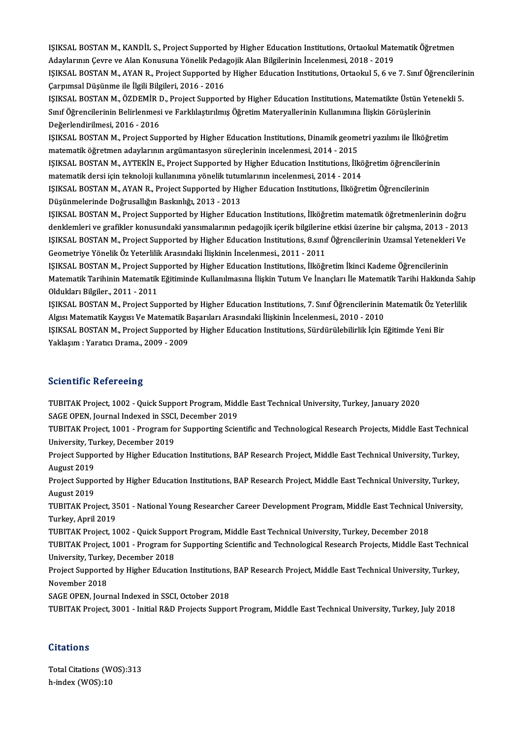IŞIKSAL BOSTAN M., KANDİL S., Project Supported by Higher Education Institutions, Ortaokul Matematik Öğretmen Adaylarının Çevre ve Alan Konusuna Yönelik Pedagojik Alan Bilgilerinin İncelenmesi, 2018 - 2019

IŞIKSAL BOSTAN M., AYAN R., Project Supported by Higher Education Institutions, Ortaokul 5, 6 ve 7. Sınıf Öğrencilerinin Çarpımsal Düşünme ile İlgili Bilgileri, 2016 - 2016

IŞIKSAL BOSTAN M., ÖZDEMİR D., Project Supported by Higher Education Institutions, Matematikte Üstün Yetenekli 5. Sınıf Öğrencilerinin Belirlenmesi ve Farklılaştırılmış Öğretim Materyallerinin Kullanımına İlişkin Görüşlerinin Değerlendirilmesi, 2016 - 2016

IŞIKSAL BOSTAN M., Project Supported by Higher Education Institutions, Dinamik geometri yazılımı ile İlköğretim matematik öğretmen adaylarının argümantasyon süreçlerinin incelenmesi, 2014 - 2015

IŞIKSAL BOSTAN M., AYTEKİN E., Project Supported by Higher Education Institutions, İlköğretim öğrencilerinin matematik dersi için teknoloji kullanımına yönelik tutumlarının incelenmesi, 2014 - 2014

IŞIKSAL BOSTAN M., AYAN R., Project Supported by Higher Education Institutions, İlköğretim Öğrencilerinin Düşünmelerinde Doğrusallığın Baskınlığı, 2013 - 2013

IŞIKSAL BOSTAN M., Project Supported by Higher Education Institutions, İlköğretim matematik öğretmenlerinin doğru denklemleri ve grafikler konusundaki yansımalarının pedagojik içerik bilgilerine etkisi üzerine bir çalışma, 2013 - 2013

IŞIKSAL BOSTAN M., Project Supported by Higher Education Institutions, 8.sınıf Öğrencilerinin Uzamsal Yetenekleri Ve Geometriye Yönelik Öz Yeterlilik Arasındaki İlişkinin İncelenmesi., 2011 - 2011

IŞIKSAL BOSTAN M., Project Supported by Higher Education Institutions, İlköğretim İkinci Kademe Öğrencilerinin Matematik Tarihinin Matematik Eğitiminde Kullanılmasına İlişkin Tutum Ve İnançları İle Matematik Tarihi Hakkında Sahip Oldukları Bilgiler., 2011 - 2011

IŞIKSAL BOSTAN M., Project Supported by Higher Education Institutions, 7. Sınıf Öğrencilerinin Matematik Öz Yeterlilik Algısı Matematik Kaygısı Ve Matematik Başarıları Arasındaki İlişkinin İncelenmesi., 2010 - 2010

IŞIKSAL BOSTAN M., Project Supported by Higher Education Institutions, Sürdürülebilirlik İçin Eğitimde Yeni Bir Yaklaşım : Yaratıcı Drama., 2009 - 2009

## Scientific Refereeing

TUBITAK Project, 1002 - Quick Support Program, Middle East Technical University, Turkey, January 2020

SAGE OPEN, Journal Indexed in SSCI, December 2019

TUBITAK Project, 1001 - Program for Supporting Scientific and Technological Research Projects, Middle East Technical University, Turkey, December 2019

Project Supported by Higher Education Institutions, BAP Research Project, Middle East Technical University, Turkey, August 2019

Project Supported by Higher Education Institutions, BAP Research Project, Middle East Technical University, Turkey, August 2019

TUBITAK Project, 3501 - National Young Researcher Career Development Program, Middle East Technical University, Turkey, April 2019

TUBITAK Project, 1002 - Quick Support Program, Middle East Technical University, Turkey, December 2018

TUBITAK Project, 1001 - Program for Supporting Scientific and Technological Research Projects, Middle East Technical University, Turkey, December 2018

Project Supported by Higher Education Institutions, BAP Research Project, Middle East Technical University, Turkey, November 2018

SAGE OPEN, Journal Indexed in SSCI, October 2018

TUBITAK Project, 3001 - Initial R&D Projects Support Program, Middle East Technical University, Turkey, July 2018

## Citations

Total Citations (WOS):313

h-index (WOS):10